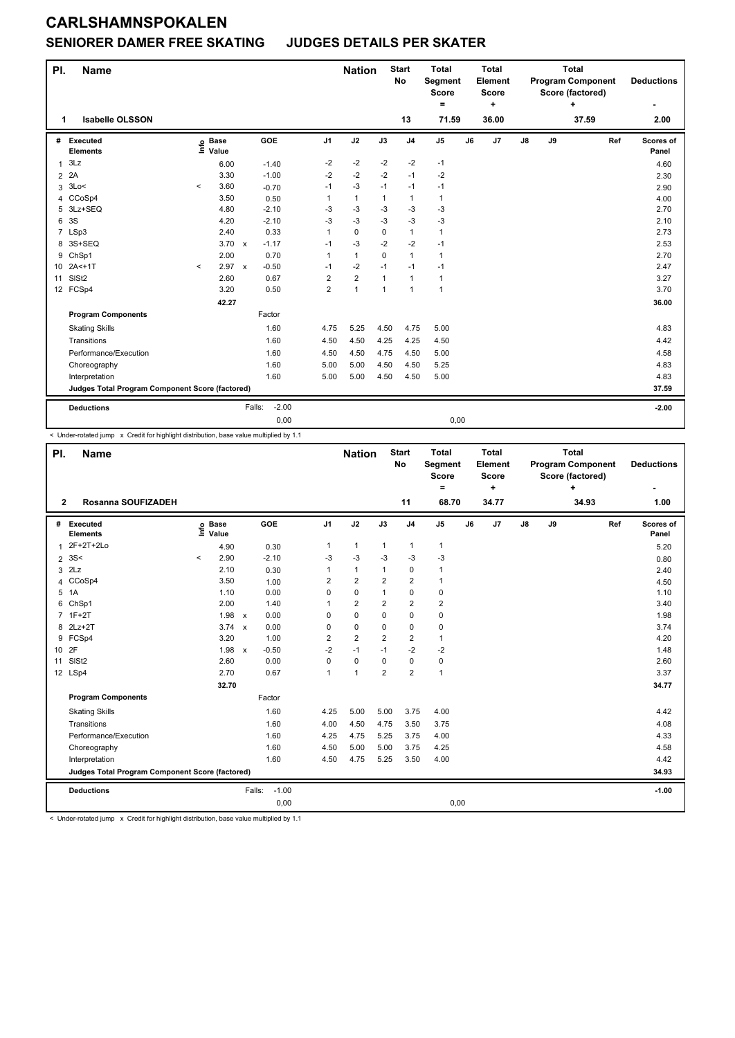# CARLSHAMNSPOKALEN

## SENIORER DAMER FREE SKATING JUDGES DETAILS PER SKATER

| Pl. | Name | Nation | Start No | Total Segment Score = | Total Element Score + | Total Program Component Score (factored) + | Deductions - |
|---|---|---|---|---|---|---|---|
| 1 | Isabelle OLSSON | | 13 | 71.59 | 36.00 | 37.59 | 2.00 |

| # | Executed Elements | Info | Base Value | | GOE | J1 | J2 | J3 | J4 | J5 | J6 | J7 | J8 | J9 | Ref | Scores of Panel |
|---|---|---|---|---|---|---|---|---|---|---|---|---|---|---|---|---|
| 1 | 3Lz | | 6.00 | | -1.40 | -2 | -2 | -2 | -2 | -1 | | | | | | 4.60 |
| 2 | 2A | | 3.30 | | -1.00 | -2 | -2 | -2 | -1 | -2 | | | | | | 2.30 |
| 3 | 3Lo< | < | 3.60 | | -0.70 | -1 | -3 | -1 | -1 | -1 | | | | | | 2.90 |
| 4 | CCoSp4 | | 3.50 | | 0.50 | 1 | 1 | 1 | 1 | 1 | | | | | | 4.00 |
| 5 | 3Lz+SEQ | | 4.80 | | -2.10 | -3 | -3 | -3 | -3 | -3 | | | | | | 2.70 |
| 6 | 3S | | 4.20 | | -2.10 | -3 | -3 | -3 | -3 | -3 | | | | | | 2.10 |
| 7 | LSp3 | | 2.40 | | 0.33 | 1 | 0 | 0 | 1 | 1 | | | | | | 2.73 |
| 8 | 3S+SEQ | | 3.70 | x | -1.17 | -1 | -3 | -2 | -2 | -1 | | | | | | 2.53 |
| 9 | ChSp1 | | 2.00 | | 0.70 | 1 | 1 | 0 | 1 | 1 | | | | | | 2.70 |
| 10 | 2A<+1T | < | 2.97 | x | -0.50 | -1 | -2 | -1 | -1 | -1 | | | | | | 2.47 |
| 11 | SlSt2 | | 2.60 | | 0.67 | 2 | 2 | 1 | 1 | 1 | | | | | | 3.27 |
| 12 | FCSp4 | | 3.20 | | 0.50 | 2 | 1 | 1 | 1 | 1 | | | | | | 3.70 |
| | | | 42.27 | | | | | | | | | | | | | 36.00 |
| | **Program Components** | | | | Factor | | | | | | | | | | | |
| | Skating Skills | | | | 1.60 | 4.75 | 5.25 | 4.50 | 4.75 | 5.00 | | | | | | 4.83 |
| | Transitions | | | | 1.60 | 4.50 | 4.50 | 4.25 | 4.25 | 4.50 | | | | | | 4.42 |
| | Performance/Execution | | | | 1.60 | 4.50 | 4.50 | 4.75 | 4.50 | 5.00 | | | | | | 4.58 |
| | Choreography | | | | 1.60 | 5.00 | 5.00 | 4.50 | 4.50 | 5.25 | | | | | | 4.83 |
| | Interpretation | | | | 1.60 | 5.00 | 5.00 | 4.50 | 4.50 | 5.00 | | | | | | 4.83 |
| | **Judges Total Program Component Score (factored)** | | | | | | | | | | | | | | | 37.59 |
| | **Deductions** | | | Falls: | -2.00 | | | | | | | | | | | -2.00 |
| | | | | | 0,00 | | | | | 0,00 | | | | | | |

< Under-rotated jump x Credit for highlight distribution, base value multiplied by 1.1

| Pl. | Name | Nation | Start No | Total Segment Score = | Total Element Score + | Total Program Component Score (factored) + | Deductions - |
|---|---|---|---|---|---|---|---|
| 2 | Rosanna SOUFIZADEH | | 11 | 68.70 | 34.77 | 34.93 | 1.00 |

| # | Executed Elements | Info | Base Value | | GOE | J1 | J2 | J3 | J4 | J5 | J6 | J7 | J8 | J9 | Ref | Scores of Panel |
|---|---|---|---|---|---|---|---|---|---|---|---|---|---|---|---|---|
| 1 | 2F+2T+2Lo | | 4.90 | | 0.30 | 1 | 1 | 1 | 1 | 1 | | | | | | 5.20 |
| 2 | 3S< | < | 2.90 | | -2.10 | -3 | -3 | -3 | -3 | -3 | | | | | | 0.80 |
| 3 | 2Lz | | 2.10 | | 0.30 | 1 | 1 | 1 | 0 | 1 | | | | | | 2.40 |
| 4 | CCoSp4 | | 3.50 | | 1.00 | 2 | 2 | 2 | 2 | 1 | | | | | | 4.50 |
| 5 | 1A | | 1.10 | | 0.00 | 0 | 0 | 1 | 0 | 0 | | | | | | 1.10 |
| 6 | ChSp1 | | 2.00 | | 1.40 | 1 | 2 | 2 | 2 | 2 | | | | | | 3.40 |
| 7 | 1F+2T | | 1.98 | x | 0.00 | 0 | 0 | 0 | 0 | 0 | | | | | | 1.98 |
| 8 | 2Lz+2T | | 3.74 | x | 0.00 | 0 | 0 | 0 | 0 | 0 | | | | | | 3.74 |
| 9 | FCSp4 | | 3.20 | | 1.00 | 2 | 2 | 2 | 2 | 1 | | | | | | 4.20 |
| 10 | 2F | | 1.98 | x | -0.50 | -2 | -1 | -1 | -2 | -2 | | | | | | 1.48 |
| 11 | SlSt2 | | 2.60 | | 0.00 | 0 | 0 | 0 | 0 | 0 | | | | | | 2.60 |
| 12 | LSp4 | | 2.70 | | 0.67 | 1 | 1 | 2 | 2 | 1 | | | | | | 3.37 |
| | | | 32.70 | | | | | | | | | | | | | 34.77 |
| | **Program Components** | | | | Factor | | | | | | | | | | | |
| | Skating Skills | | | | 1.60 | 4.25 | 5.00 | 5.00 | 3.75 | 4.00 | | | | | | 4.42 |
| | Transitions | | | | 1.60 | 4.00 | 4.50 | 4.75 | 3.50 | 3.75 | | | | | | 4.08 |
| | Performance/Execution | | | | 1.60 | 4.25 | 4.75 | 5.25 | 3.75 | 4.00 | | | | | | 4.33 |
| | Choreography | | | | 1.60 | 4.50 | 5.00 | 5.00 | 3.75 | 4.25 | | | | | | 4.58 |
| | Interpretation | | | | 1.60 | 4.50 | 4.75 | 5.25 | 3.50 | 4.00 | | | | | | 4.42 |
| | **Judges Total Program Component Score (factored)** | | | | | | | | | | | | | | | 34.93 |
| | **Deductions** | | | Falls: | -1.00 | | | | | | | | | | | -1.00 |
| | | | | | 0,00 | | | | | 0,00 | | | | | | |

< Under-rotated jump x Credit for highlight distribution, base value multiplied by 1.1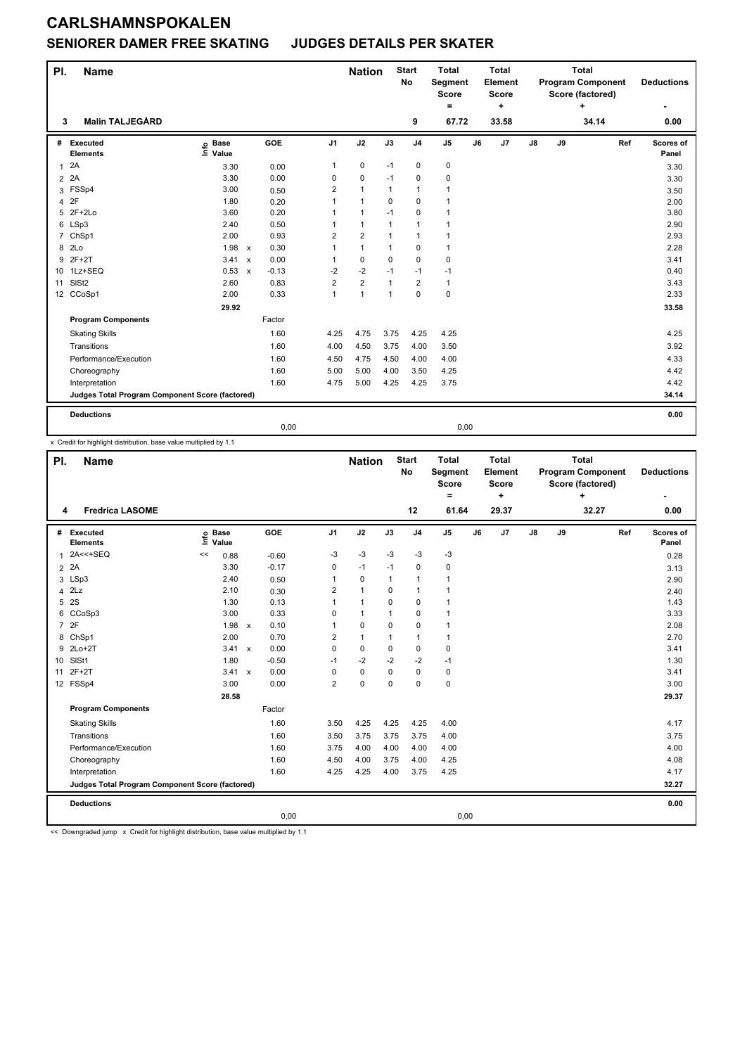# CARLSHAMNSPOKALEN

## SENIORER DAMER FREE SKATING JUDGES DETAILS PER SKATER

| Pl. | Name | Nation | Start No | Total Segment Score = | Total Element Score + | Total Program Component Score (factored) + | Deductions - |
|---|---|---|---|---|---|---|---|
| 3 | Malin TALJEGÅRD | | 9 | 67.72 | 33.58 | 34.14 | 0.00 |

| # | Executed Elements | Info | Base Value | | GOE | J1 | J2 | J3 | J4 | J5 | J6 | J7 | J8 | J9 | Ref | Scores of Panel |
|---|---|---|---|---|---|---|---|---|---|---|---|---|---|---|---|---|
| 1 | 2A | | 3.30 | | 0.00 | 1 | 0 | -1 | 0 | 0 | | | | | | 3.30 |
| 2 | 2A | | 3.30 | | 0.00 | 0 | 0 | -1 | 0 | 0 | | | | | | 3.30 |
| 3 | FSSp4 | | 3.00 | | 0.50 | 2 | 1 | 1 | 1 | 1 | | | | | | 3.50 |
| 4 | 2F | | 1.80 | | 0.20 | 1 | 1 | 0 | 0 | 1 | | | | | | 2.00 |
| 5 | 2F+2Lo | | 3.60 | | 0.20 | 1 | 1 | -1 | 0 | 1 | | | | | | 3.80 |
| 6 | LSp3 | | 2.40 | | 0.50 | 1 | 1 | 1 | 1 | 1 | | | | | | 2.90 |
| 7 | ChSp1 | | 2.00 | | 0.93 | 2 | 2 | 1 | 1 | 1 | | | | | | 2.93 |
| 8 | 2Lo | | 1.98 | x | 0.30 | 1 | 1 | 1 | 0 | 1 | | | | | | 2.28 |
| 9 | 2F+2T | | 3.41 | x | 0.00 | 1 | 0 | 0 | 0 | 0 | | | | | | 3.41 |
| 10 | 1Lz+SEQ | | 0.53 | x | -0.13 | -2 | -2 | -1 | -1 | -1 | | | | | | 0.40 |
| 11 | SlSt2 | | 2.60 | | 0.83 | 2 | 2 | 1 | 2 | 1 | | | | | | 3.43 |
| 12 | CCoSp1 | | 2.00 | | 0.33 | 1 | 1 | 1 | 0 | 0 | | | | | | 2.33 |
| | | | 29.92 | | | | | | | | | | | | | 33.58 |
| | **Program Components** | | | | Factor | | | | | | | | | | | |
| | Skating Skills | | | | 1.60 | 4.25 | 4.75 | 3.75 | 4.25 | 4.25 | | | | | | 4.25 |
| | Transitions | | | | 1.60 | 4.00 | 4.50 | 3.75 | 4.00 | 3.50 | | | | | | 3.92 |
| | Performance/Execution | | | | 1.60 | 4.50 | 4.75 | 4.50 | 4.00 | 4.00 | | | | | | 4.33 |
| | Choreography | | | | 1.60 | 5.00 | 5.00 | 4.00 | 3.50 | 4.25 | | | | | | 4.42 |
| | Interpretation | | | | 1.60 | 4.75 | 5.00 | 4.25 | 4.25 | 3.75 | | | | | | 4.42 |
| | **Judges Total Program Component Score (factored)** | | | | | | | | | | | | | | | 34.14 |
| | **Deductions** | | | | | | | | | | | | | | | 0.00 |
| | | | | | 0,00 | | | | | 0,00 | | | | | | |

x Credit for highlight distribution, base value multiplied by 1.1

| Pl. | Name | Nation | Start No | Total Segment Score = | Total Element Score + | Total Program Component Score (factored) + | Deductions - |
|---|---|---|---|---|---|---|---|
| 4 | Fredrica LASOME | | 12 | 61.64 | 29.37 | 32.27 | 0.00 |

| # | Executed Elements | Info | Base Value | | GOE | J1 | J2 | J3 | J4 | J5 | J6 | J7 | J8 | J9 | Ref | Scores of Panel |
|---|---|---|---|---|---|---|---|---|---|---|---|---|---|---|---|---|
| 1 | 2A<<+SEQ | << | 0.88 | | -0.60 | -3 | -3 | -3 | -3 | -3 | | | | | | 0.28 |
| 2 | 2A | | 3.30 | | -0.17 | 0 | -1 | -1 | 0 | 0 | | | | | | 3.13 |
| 3 | LSp3 | | 2.40 | | 0.50 | 1 | 0 | 1 | 1 | 1 | | | | | | 2.90 |
| 4 | 2Lz | | 2.10 | | 0.30 | 2 | 1 | 0 | 1 | 1 | | | | | | 2.40 |
| 5 | 2S | | 1.30 | | 0.13 | 1 | 1 | 0 | 0 | 1 | | | | | | 1.43 |
| 6 | CCoSp3 | | 3.00 | | 0.33 | 0 | 1 | 1 | 0 | 1 | | | | | | 3.33 |
| 7 | 2F | | 1.98 | x | 0.10 | 1 | 0 | 0 | 0 | 1 | | | | | | 2.08 |
| 8 | ChSp1 | | 2.00 | | 0.70 | 2 | 1 | 1 | 1 | 1 | | | | | | 2.70 |
| 9 | 2Lo+2T | | 3.41 | x | 0.00 | 0 | 0 | 0 | 0 | 0 | | | | | | 3.41 |
| 10 | SlSt1 | | 1.80 | | -0.50 | -1 | -2 | -2 | -2 | -1 | | | | | | 1.30 |
| 11 | 2F+2T | | 3.41 | x | 0.00 | 0 | 0 | 0 | 0 | 0 | | | | | | 3.41 |
| 12 | FSSp4 | | 3.00 | | 0.00 | 2 | 0 | 0 | 0 | 0 | | | | | | 3.00 |
| | | | 28.58 | | | | | | | | | | | | | 29.37 |
| | **Program Components** | | | | Factor | | | | | | | | | | | |
| | Skating Skills | | | | 1.60 | 3.50 | 4.25 | 4.25 | 4.25 | 4.00 | | | | | | 4.17 |
| | Transitions | | | | 1.60 | 3.50 | 3.75 | 3.75 | 3.75 | 4.00 | | | | | | 3.75 |
| | Performance/Execution | | | | 1.60 | 3.75 | 4.00 | 4.00 | 4.00 | 4.00 | | | | | | 4.00 |
| | Choreography | | | | 1.60 | 4.50 | 4.00 | 3.75 | 4.00 | 4.25 | | | | | | 4.08 |
| | Interpretation | | | | 1.60 | 4.25 | 4.25 | 4.00 | 3.75 | 4.25 | | | | | | 4.17 |
| | **Judges Total Program Component Score (factored)** | | | | | | | | | | | | | | | 32.27 |
| | **Deductions** | | | | | | | | | | | | | | | 0.00 |
| | | | | | 0,00 | | | | | 0,00 | | | | | | |

<< Downgraded jump x Credit for highlight distribution, base value multiplied by 1.1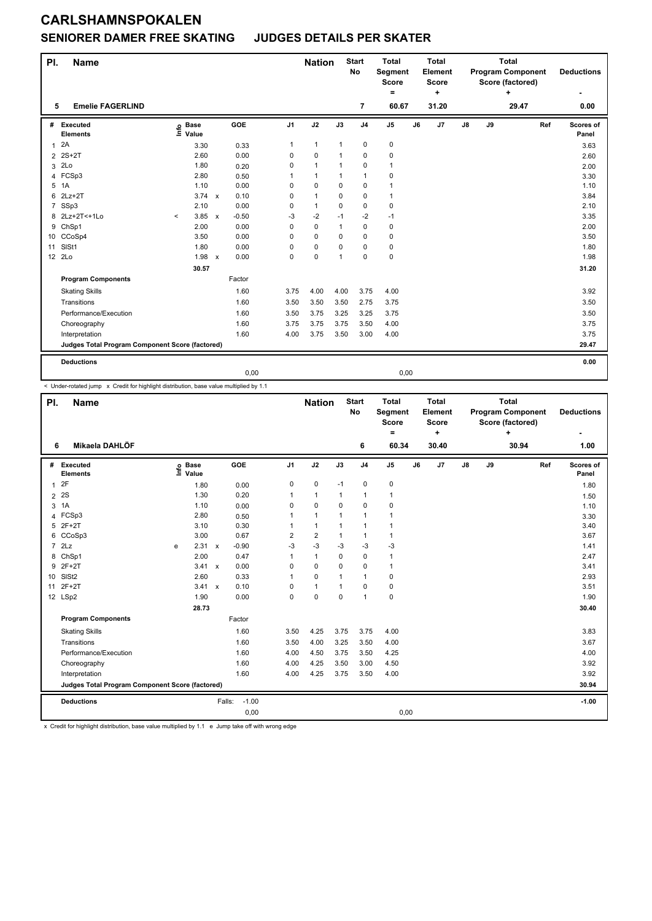# CARLSHAMNSPOKALEN

## SENIORER DAMER FREE SKATING JUDGES DETAILS PER SKATER

| Pl. | Name | Nation | Start No | Total Segment Score = | Total Element Score + | Total Program Component Score (factored) + | Deductions - |
|---|---|---|---|---|---|---|---|
| 5 | Emelie FAGERLIND | | 7 | 60.67 | 31.20 | 29.47 | 0.00 |

| # | Executed Elements | Info | Base Value | | GOE | J1 | J2 | J3 | J4 | J5 | J6 | J7 | J8 | J9 | Ref | Scores of Panel |
|---|---|---|---|---|---|---|---|---|---|---|---|---|---|---|---|---|
| 1 | 2A | | 3.30 | | 0.33 | 1 | 1 | 1 | 0 | 0 | | | | | | 3.63 |
| 2 | 2S+2T | | 2.60 | | 0.00 | 0 | 0 | 1 | 0 | 0 | | | | | | 2.60 |
| 3 | 2Lo | | 1.80 | | 0.20 | 0 | 1 | 1 | 0 | 1 | | | | | | 2.00 |
| 4 | FCSp3 | | 2.80 | | 0.50 | 1 | 1 | 1 | 1 | 0 | | | | | | 3.30 |
| 5 | 1A | | 1.10 | | 0.00 | 0 | 0 | 0 | 0 | 1 | | | | | | 1.10 |
| 6 | 2Lz+2T | | 3.74 | x | 0.10 | 0 | 1 | 0 | 0 | 1 | | | | | | 3.84 |
| 7 | SSp3 | | 2.10 | | 0.00 | 0 | 1 | 0 | 0 | 0 | | | | | | 2.10 |
| 8 | 2Lz+2T<+1Lo | < | 3.85 | x | -0.50 | -3 | -2 | -1 | -2 | -1 | | | | | | 3.35 |
| 9 | ChSp1 | | 2.00 | | 0.00 | 0 | 0 | 1 | 0 | 0 | | | | | | 2.00 |
| 10 | CCoSp4 | | 3.50 | | 0.00 | 0 | 0 | 0 | 0 | 0 | | | | | | 3.50 |
| 11 | SlSt1 | | 1.80 | | 0.00 | 0 | 0 | 0 | 0 | 0 | | | | | | 1.80 |
| 12 | 2Lo | | 1.98 | x | 0.00 | 0 | 0 | 1 | 0 | 0 | | | | | | 1.98 |
| | | | 30.57 | | | | | | | | | | | | | 31.20 |
| | **Program Components** | | | | Factor | | | | | | | | | | | |
| | Skating Skills | | | | 1.60 | 3.75 | 4.00 | 4.00 | 3.75 | 4.00 | | | | | | 3.92 |
| | Transitions | | | | 1.60 | 3.50 | 3.50 | 3.50 | 2.75 | 3.75 | | | | | | 3.50 |
| | Performance/Execution | | | | 1.60 | 3.50 | 3.75 | 3.25 | 3.25 | 3.75 | | | | | | 3.50 |
| | Choreography | | | | 1.60 | 3.75 | 3.75 | 3.75 | 3.50 | 4.00 | | | | | | 3.75 |
| | Interpretation | | | | 1.60 | 4.00 | 3.75 | 3.50 | 3.00 | 4.00 | | | | | | 3.75 |
| | **Judges Total Program Component Score (factored)** | | | | | | | | | | | | | | | 29.47 |
| | **Deductions** | | | | | | | | | | | | | | | 0.00 |
| | | | | | 0,00 | | | | | 0,00 | | | | | | |

< Under-rotated jump x Credit for highlight distribution, base value multiplied by 1.1

| Pl. | Name | Nation | Start No | Total Segment Score = | Total Element Score + | Total Program Component Score (factored) + | Deductions - |
|---|---|---|---|---|---|---|---|
| 6 | Mikaela DAHLÖF | | 6 | 60.34 | 30.40 | 30.94 | 1.00 |

| # | Executed Elements | Info | Base Value | | GOE | J1 | J2 | J3 | J4 | J5 | J6 | J7 | J8 | J9 | Ref | Scores of Panel |
|---|---|---|---|---|---|---|---|---|---|---|---|---|---|---|---|---|
| 1 | 2F | | 1.80 | | 0.00 | 0 | 0 | -1 | 0 | 0 | | | | | | 1.80 |
| 2 | 2S | | 1.30 | | 0.20 | 1 | 1 | 1 | 1 | 1 | | | | | | 1.50 |
| 3 | 1A | | 1.10 | | 0.00 | 0 | 0 | 0 | 0 | 0 | | | | | | 1.10 |
| 4 | FCSp3 | | 2.80 | | 0.50 | 1 | 1 | 1 | 1 | 1 | | | | | | 3.30 |
| 5 | 2F+2T | | 3.10 | | 0.30 | 1 | 1 | 1 | 1 | 1 | | | | | | 3.40 |
| 6 | CCoSp3 | | 3.00 | | 0.67 | 2 | 2 | 1 | 1 | 1 | | | | | | 3.67 |
| 7 | 2Lz | e | 2.31 | x | -0.90 | -3 | -3 | -3 | -3 | -3 | | | | | | 1.41 |
| 8 | ChSp1 | | 2.00 | | 0.47 | 1 | 1 | 0 | 0 | 1 | | | | | | 2.47 |
| 9 | 2F+2T | | 3.41 | x | 0.00 | 0 | 0 | 0 | 0 | 1 | | | | | | 3.41 |
| 10 | SlSt2 | | 2.60 | | 0.33 | 1 | 0 | 1 | 1 | 0 | | | | | | 2.93 |
| 11 | 2F+2T | | 3.41 | x | 0.10 | 0 | 1 | 1 | 0 | 0 | | | | | | 3.51 |
| 12 | LSp2 | | 1.90 | | 0.00 | 0 | 0 | 0 | 1 | 0 | | | | | | 1.90 |
| | | | 28.73 | | | | | | | | | | | | | 30.40 |
| | **Program Components** | | | | Factor | | | | | | | | | | | |
| | Skating Skills | | | | 1.60 | 3.50 | 4.25 | 3.75 | 3.75 | 4.00 | | | | | | 3.83 |
| | Transitions | | | | 1.60 | 3.50 | 4.00 | 3.25 | 3.50 | 4.00 | | | | | | 3.67 |
| | Performance/Execution | | | | 1.60 | 4.00 | 4.50 | 3.75 | 3.50 | 4.25 | | | | | | 4.00 |
| | Choreography | | | | 1.60 | 4.00 | 4.25 | 3.50 | 3.00 | 4.50 | | | | | | 3.92 |
| | Interpretation | | | | 1.60 | 4.00 | 4.25 | 3.75 | 3.50 | 4.00 | | | | | | 3.92 |
| | **Judges Total Program Component Score (factored)** | | | | | | | | | | | | | | | 30.94 |
| | **Deductions** | | | Falls: | -1.00 | | | | | | | | | | | -1.00 |
| | | | | | 0,00 | | | | | 0,00 | | | | | | |

x Credit for highlight distribution, base value multiplied by 1.1 e Jump take off with wrong edge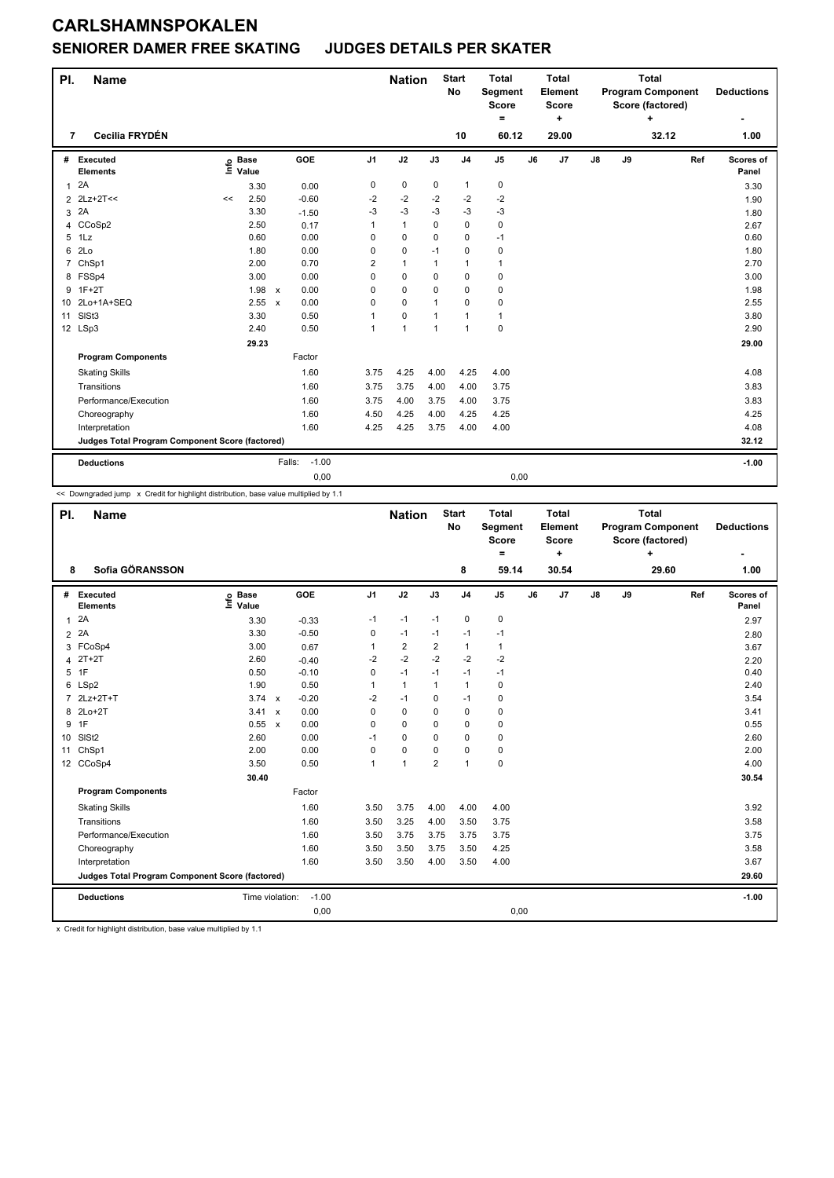# CARLSHAMNSPOKALEN

## SENIORER DAMER FREE SKATING JUDGES DETAILS PER SKATER

| Pl. | Name | Nation | Start No | Total Segment Score = | Total Element Score + | Total Program Component Score (factored) + | Deductions - |
|---|---|---|---|---|---|---|---|
| 7 | Cecilia FRYDÉN | | 10 | 60.12 | 29.00 | 32.12 | 1.00 |

| # | Executed Elements | Info | Base Value | | GOE | J1 | J2 | J3 | J4 | J5 | J6 | J7 | J8 | J9 | Ref | Scores of Panel |
|---|---|---|---|---|---|---|---|---|---|---|---|---|---|---|---|---|
| 1 | 2A | | 3.30 | | 0.00 | 0 | 0 | 0 | 1 | 0 | | | | | | 3.30 |
| 2 | 2Lz+2T<< | << | 2.50 | | -0.60 | -2 | -2 | -2 | -2 | -2 | | | | | | 1.90 |
| 3 | 2A | | 3.30 | | -1.50 | -3 | -3 | -3 | -3 | -3 | | | | | | 1.80 |
| 4 | CCoSp2 | | 2.50 | | 0.17 | 1 | 1 | 0 | 0 | 0 | | | | | | 2.67 |
| 5 | 1Lz | | 0.60 | | 0.00 | 0 | 0 | 0 | 0 | -1 | | | | | | 0.60 |
| 6 | 2Lo | | 1.80 | | 0.00 | 0 | 0 | -1 | 0 | 0 | | | | | | 1.80 |
| 7 | ChSp1 | | 2.00 | | 0.70 | 2 | 1 | 1 | 1 | 1 | | | | | | 2.70 |
| 8 | FSSp4 | | 3.00 | | 0.00 | 0 | 0 | 0 | 0 | 0 | | | | | | 3.00 |
| 9 | 1F+2T | | 1.98 | x | 0.00 | 0 | 0 | 0 | 0 | 0 | | | | | | 1.98 |
| 10 | 2Lo+1A+SEQ | | 2.55 | x | 0.00 | 0 | 0 | 1 | 0 | 0 | | | | | | 2.55 |
| 11 | SlSt3 | | 3.30 | | 0.50 | 1 | 0 | 1 | 1 | 1 | | | | | | 3.80 |
| 12 | LSp3 | | 2.40 | | 0.50 | 1 | 1 | 1 | 1 | 0 | | | | | | 2.90 |
| | | | 29.23 | | | | | | | | | | | | | 29.00 |
| | **Program Components** | | | | Factor | | | | | | | | | | | |
| | Skating Skills | | | | 1.60 | 3.75 | 4.25 | 4.00 | 4.25 | 4.00 | | | | | | 4.08 |
| | Transitions | | | | 1.60 | 3.75 | 3.75 | 4.00 | 4.00 | 3.75 | | | | | | 3.83 |
| | Performance/Execution | | | | 1.60 | 3.75 | 4.00 | 3.75 | 4.00 | 3.75 | | | | | | 3.83 |
| | Choreography | | | | 1.60 | 4.50 | 4.25 | 4.00 | 4.25 | 4.25 | | | | | | 4.25 |
| | Interpretation | | | | 1.60 | 4.25 | 4.25 | 3.75 | 4.00 | 4.00 | | | | | | 4.08 |
| | **Judges Total Program Component Score (factored)** | | | | | | | | | | | | | | | 32.12 |
| | **Deductions** | | | Falls: | -1.00 | | | | | | | | | | | -1.00 |
| | | | | | 0,00 | | | | | 0,00 | | | | | | |

<< Downgraded jump x Credit for highlight distribution, base value multiplied by 1.1

| Pl. | Name | Nation | Start No | Total Segment Score = | Total Element Score + | Total Program Component Score (factored) + | Deductions - |
|---|---|---|---|---|---|---|---|
| 8 | Sofia GÖRANSSON | | 8 | 59.14 | 30.54 | 29.60 | 1.00 |

| # | Executed Elements | Info | Base Value | | GOE | J1 | J2 | J3 | J4 | J5 | J6 | J7 | J8 | J9 | Ref | Scores of Panel |
|---|---|---|---|---|---|---|---|---|---|---|---|---|---|---|---|---|
| 1 | 2A | | 3.30 | | -0.33 | -1 | -1 | -1 | 0 | 0 | | | | | | 2.97 |
| 2 | 2A | | 3.30 | | -0.50 | 0 | -1 | -1 | -1 | -1 | | | | | | 2.80 |
| 3 | FCoSp4 | | 3.00 | | 0.67 | 1 | 2 | 2 | 1 | 1 | | | | | | 3.67 |
| 4 | 2T+2T | | 2.60 | | -0.40 | -2 | -2 | -2 | -2 | -2 | | | | | | 2.20 |
| 5 | 1F | | 0.50 | | -0.10 | 0 | -1 | -1 | -1 | -1 | | | | | | 0.40 |
| 6 | LSp2 | | 1.90 | | 0.50 | 1 | 1 | 1 | 1 | 0 | | | | | | 2.40 |
| 7 | 2Lz+2T+T | | 3.74 | x | -0.20 | -2 | -1 | 0 | -1 | 0 | | | | | | 3.54 |
| 8 | 2Lo+2T | | 3.41 | x | 0.00 | 0 | 0 | 0 | 0 | 0 | | | | | | 3.41 |
| 9 | 1F | | 0.55 | x | 0.00 | 0 | 0 | 0 | 0 | 0 | | | | | | 0.55 |
| 10 | SlSt2 | | 2.60 | | 0.00 | -1 | 0 | 0 | 0 | 0 | | | | | | 2.60 |
| 11 | ChSp1 | | 2.00 | | 0.00 | 0 | 0 | 0 | 0 | 0 | | | | | | 2.00 |
| 12 | CCoSp4 | | 3.50 | | 0.50 | 1 | 1 | 2 | 1 | 0 | | | | | | 4.00 |
| | | | 30.40 | | | | | | | | | | | | | 30.54 |
| | **Program Components** | | | | Factor | | | | | | | | | | | |
| | Skating Skills | | | | 1.60 | 3.50 | 3.75 | 4.00 | 4.00 | 4.00 | | | | | | 3.92 |
| | Transitions | | | | 1.60 | 3.50 | 3.25 | 4.00 | 3.50 | 3.75 | | | | | | 3.58 |
| | Performance/Execution | | | | 1.60 | 3.50 | 3.75 | 3.75 | 3.75 | 3.75 | | | | | | 3.75 |
| | Choreography | | | | 1.60 | 3.50 | 3.50 | 3.75 | 3.50 | 4.25 | | | | | | 3.58 |
| | Interpretation | | | | 1.60 | 3.50 | 3.50 | 4.00 | 3.50 | 4.00 | | | | | | 3.67 |
| | **Judges Total Program Component Score (factored)** | | | | | | | | | | | | | | | 29.60 |
| | **Deductions** | | | Time violation: | -1.00 | | | | | | | | | | | -1.00 |
| | | | | | 0,00 | | | | | 0,00 | | | | | | |

x Credit for highlight distribution, base value multiplied by 1.1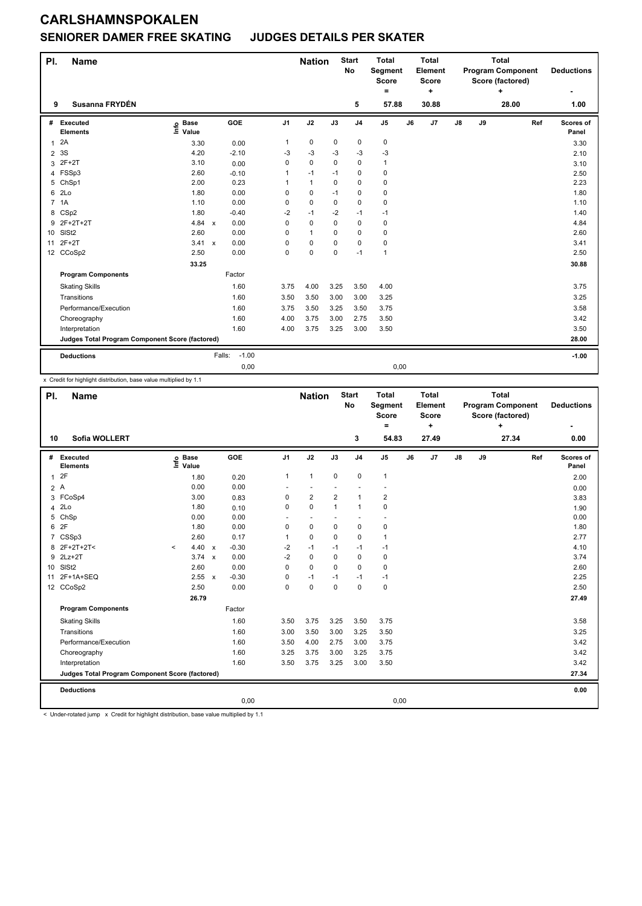# CARLSHAMNSPOKALEN

## SENIORER DAMER FREE SKATING JUDGES DETAILS PER SKATER

| Pl. | Name | Nation | Start No | Total Segment Score = | Total Element Score + | Total Program Component Score (factored) + | Deductions - |
|---|---|---|---|---|---|---|---|
| 9 | Susanna FRYDÉN | | 5 | 57.88 | 30.88 | 28.00 | 1.00 |

| # | Executed Elements | Info | Base Value | | GOE | J1 | J2 | J3 | J4 | J5 | J6 | J7 | J8 | J9 | Ref | Scores of Panel |
|---|---|---|---|---|---|---|---|---|---|---|---|---|---|---|---|---|
| 1 | 2A | | 3.30 | | 0.00 | 1 | 0 | 0 | 0 | 0 | | | | | | 3.30 |
| 2 | 3S | | 4.20 | | -2.10 | -3 | -3 | -3 | -3 | -3 | | | | | | 2.10 |
| 3 | 2F+2T | | 3.10 | | 0.00 | 0 | 0 | 0 | 0 | 1 | | | | | | 3.10 |
| 4 | FSSp3 | | 2.60 | | -0.10 | 1 | -1 | -1 | 0 | 0 | | | | | | 2.50 |
| 5 | ChSp1 | | 2.00 | | 0.23 | 1 | 1 | 0 | 0 | 0 | | | | | | 2.23 |
| 6 | 2Lo | | 1.80 | | 0.00 | 0 | 0 | -1 | 0 | 0 | | | | | | 1.80 |
| 7 | 1A | | 1.10 | | 0.00 | 0 | 0 | 0 | 0 | 0 | | | | | | 1.10 |
| 8 | CSp2 | | 1.80 | | -0.40 | -2 | -1 | -2 | -1 | -1 | | | | | | 1.40 |
| 9 | 2F+2T+2T | | 4.84 | x | 0.00 | 0 | 0 | 0 | 0 | 0 | | | | | | 4.84 |
| 10 | SlSt2 | | 2.60 | | 0.00 | 0 | 1 | 0 | 0 | 0 | | | | | | 2.60 |
| 11 | 2F+2T | | 3.41 | x | 0.00 | 0 | 0 | 0 | 0 | 0 | | | | | | 3.41 |
| 12 | CCoSp2 | | 2.50 | | 0.00 | 0 | 0 | 0 | -1 | 1 | | | | | | 2.50 |
| | | | 33.25 | | | | | | | | | | | | | 30.88 |
| | **Program Components** | | | | Factor | | | | | | | | | | | |
| | Skating Skills | | | | 1.60 | 3.75 | 4.00 | 3.25 | 3.50 | 4.00 | | | | | | 3.75 |
| | Transitions | | | | 1.60 | 3.50 | 3.50 | 3.00 | 3.00 | 3.25 | | | | | | 3.25 |
| | Performance/Execution | | | | 1.60 | 3.75 | 3.50 | 3.25 | 3.50 | 3.75 | | | | | | 3.58 |
| | Choreography | | | | 1.60 | 4.00 | 3.75 | 3.00 | 2.75 | 3.50 | | | | | | 3.42 |
| | Interpretation | | | | 1.60 | 4.00 | 3.75 | 3.25 | 3.00 | 3.50 | | | | | | 3.50 |
| | **Judges Total Program Component Score (factored)** | | | | | | | | | | | | | | | 28.00 |
| | **Deductions** | | | | Falls: -1.00 | | | | | | | | | | | -1.00 |
| | | | | | 0,00 | | | | | 0,00 | | | | | | |

x Credit for highlight distribution, base value multiplied by 1.1

| Pl. | Name | Nation | Start No | Total Segment Score = | Total Element Score + | Total Program Component Score (factored) + | Deductions - |
|---|---|---|---|---|---|---|---|
| 10 | Sofia WOLLERT | | 3 | 54.83 | 27.49 | 27.34 | 0.00 |

| # | Executed Elements | Info | Base Value | | GOE | J1 | J2 | J3 | J4 | J5 | J6 | J7 | J8 | J9 | Ref | Scores of Panel |
|---|---|---|---|---|---|---|---|---|---|---|---|---|---|---|---|---|
| 1 | 2F | | 1.80 | | 0.20 | 1 | 1 | 0 | 0 | 1 | | | | | | 2.00 |
| 2 | A | | 0.00 | | 0.00 | - | - | - | - | - | | | | | | 0.00 |
| 3 | FCoSp4 | | 3.00 | | 0.83 | 0 | 2 | 2 | 1 | 2 | | | | | | 3.83 |
| 4 | 2Lo | | 1.80 | | 0.10 | 0 | 0 | 1 | 1 | 0 | | | | | | 1.90 |
| 5 | ChSp | | 0.00 | | 0.00 | - | - | - | - | - | | | | | | 0.00 |
| 6 | 2F | | 1.80 | | 0.00 | 0 | 0 | 0 | 0 | 0 | | | | | | 1.80 |
| 7 | CSSp3 | | 2.60 | | 0.17 | 1 | 0 | 0 | 0 | 1 | | | | | | 2.77 |
| 8 | 2F+2T+2T< | < | 4.40 | x | -0.30 | -2 | -1 | -1 | -1 | -1 | | | | | | 4.10 |
| 9 | 2Lz+2T | | 3.74 | x | 0.00 | -2 | 0 | 0 | 0 | 0 | | | | | | 3.74 |
| 10 | SlSt2 | | 2.60 | | 0.00 | 0 | 0 | 0 | 0 | 0 | | | | | | 2.60 |
| 11 | 2F+1A+SEQ | | 2.55 | x | -0.30 | 0 | -1 | -1 | -1 | -1 | | | | | | 2.25 |
| 12 | CCoSp2 | | 2.50 | | 0.00 | 0 | 0 | 0 | 0 | 0 | | | | | | 2.50 |
| | | | 26.79 | | | | | | | | | | | | | 27.49 |
| | **Program Components** | | | | Factor | | | | | | | | | | | |
| | Skating Skills | | | | 1.60 | 3.50 | 3.75 | 3.25 | 3.50 | 3.75 | | | | | | 3.58 |
| | Transitions | | | | 1.60 | 3.00 | 3.50 | 3.00 | 3.25 | 3.50 | | | | | | 3.25 |
| | Performance/Execution | | | | 1.60 | 3.50 | 4.00 | 2.75 | 3.00 | 3.75 | | | | | | 3.42 |
| | Choreography | | | | 1.60 | 3.25 | 3.75 | 3.00 | 3.25 | 3.75 | | | | | | 3.42 |
| | Interpretation | | | | 1.60 | 3.50 | 3.75 | 3.25 | 3.00 | 3.50 | | | | | | 3.42 |
| | **Judges Total Program Component Score (factored)** | | | | | | | | | | | | | | | 27.34 |
| | **Deductions** | | | | | | | | | | | | | | | 0.00 |
| | | | | | 0,00 | | | | | 0,00 | | | | | | |

< Under-rotated jump x Credit for highlight distribution, base value multiplied by 1.1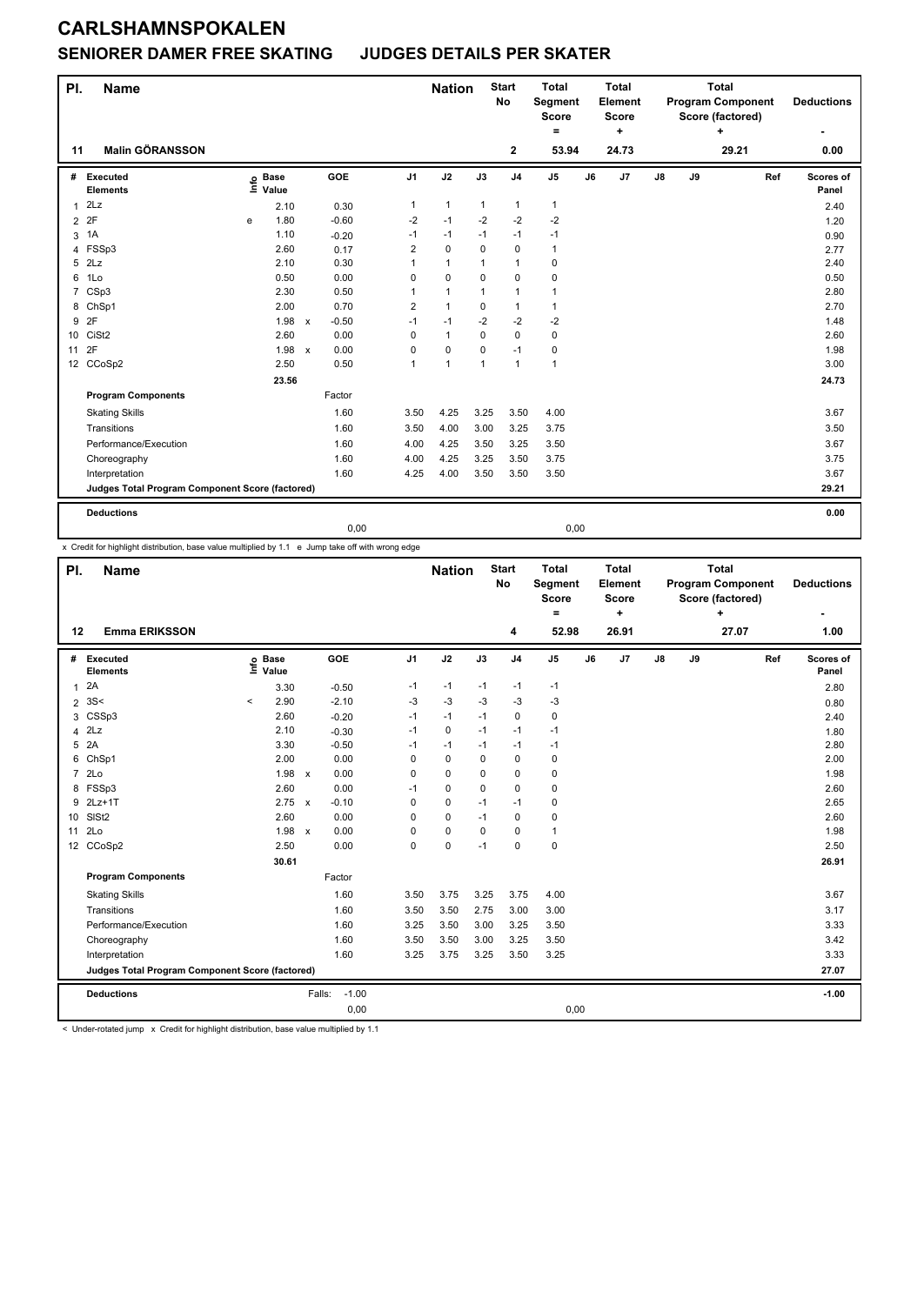# CARLSHAMNSPOKALEN

## SENIORER DAMER FREE SKATING JUDGES DETAILS PER SKATER

| Pl. | Name | Nation | Start No | Total Segment Score = | Total Element Score + | Total Program Component Score (factored) + | Deductions - |
|---|---|---|---|---|---|---|---|
| 11 | Malin GÖRANSSON | | 2 | 53.94 | 24.73 | 29.21 | 0.00 |

| # | Executed Elements | Info | Base Value | | GOE | J1 | J2 | J3 | J4 | J5 | J6 | J7 | J8 | J9 | Ref | Scores of Panel |
|---|---|---|---|---|---|---|---|---|---|---|---|---|---|---|---|---|
| 1 | 2Lz | | 2.10 | | 0.30 | 1 | 1 | 1 | 1 | 1 | | | | | | 2.40 |
| 2 | 2F | e | 1.80 | | -0.60 | -2 | -1 | -2 | -2 | -2 | | | | | | 1.20 |
| 3 | 1A | | 1.10 | | -0.20 | -1 | -1 | -1 | -1 | -1 | | | | | | 0.90 |
| 4 | FSSp3 | | 2.60 | | 0.17 | 2 | 0 | 0 | 0 | 1 | | | | | | 2.77 |
| 5 | 2Lz | | 2.10 | | 0.30 | 1 | 1 | 1 | 1 | 0 | | | | | | 2.40 |
| 6 | 1Lo | | 0.50 | | 0.00 | 0 | 0 | 0 | 0 | 0 | | | | | | 0.50 |
| 7 | CSp3 | | 2.30 | | 0.50 | 1 | 1 | 1 | 1 | 1 | | | | | | 2.80 |
| 8 | ChSp1 | | 2.00 | | 0.70 | 2 | 1 | 0 | 1 | 1 | | | | | | 2.70 |
| 9 | 2F | | 1.98 | x | -0.50 | -1 | -1 | -2 | -2 | -2 | | | | | | 1.48 |
| 10 | CiSt2 | | 2.60 | | 0.00 | 0 | 1 | 0 | 0 | 0 | | | | | | 2.60 |
| 11 | 2F | | 1.98 | x | 0.00 | 0 | 0 | 0 | -1 | 0 | | | | | | 1.98 |
| 12 | CCoSp2 | | 2.50 | | 0.50 | 1 | 1 | 1 | 1 | 1 | | | | | | 3.00 |
| | | | 23.56 | | | | | | | | | | | | | 24.73 |
| | Program Components | | | | Factor | | | | | | | | | | | |
| | Skating Skills | | | | 1.60 | 3.50 | 4.25 | 3.25 | 3.50 | 4.00 | | | | | | 3.67 |
| | Transitions | | | | 1.60 | 3.50 | 4.00 | 3.00 | 3.25 | 3.75 | | | | | | 3.50 |
| | Performance/Execution | | | | 1.60 | 4.00 | 4.25 | 3.50 | 3.25 | 3.50 | | | | | | 3.67 |
| | Choreography | | | | 1.60 | 4.00 | 4.25 | 3.25 | 3.50 | 3.75 | | | | | | 3.75 |
| | Interpretation | | | | 1.60 | 4.25 | 4.00 | 3.50 | 3.50 | 3.50 | | | | | | 3.67 |
| | Judges Total Program Component Score (factored) | | | | | | | | | | | | | | | 29.21 |
| | Deductions | | | | | | | | | | | | | | | 0.00 |
| | | | | | 0,00 | | | | | 0,00 | | | | | | |

x Credit for highlight distribution, base value multiplied by 1.1 e Jump take off with wrong edge

| Pl. | Name | Nation | Start No | Total Segment Score = | Total Element Score + | Total Program Component Score (factored) + | Deductions - |
|---|---|---|---|---|---|---|---|
| 12 | Emma ERIKSSON | | 4 | 52.98 | 26.91 | 27.07 | 1.00 |

| # | Executed Elements | Info | Base Value | | GOE | J1 | J2 | J3 | J4 | J5 | J6 | J7 | J8 | J9 | Ref | Scores of Panel |
|---|---|---|---|---|---|---|---|---|---|---|---|---|---|---|---|---|
| 1 | 2A | | 3.30 | | -0.50 | -1 | -1 | -1 | -1 | -1 | | | | | | 2.80 |
| 2 | 3S< | < | 2.90 | | -2.10 | -3 | -3 | -3 | -3 | -3 | | | | | | 0.80 |
| 3 | CSSp3 | | 2.60 | | -0.20 | -1 | -1 | -1 | 0 | 0 | | | | | | 2.40 |
| 4 | 2Lz | | 2.10 | | -0.30 | -1 | 0 | -1 | -1 | -1 | | | | | | 1.80 |
| 5 | 2A | | 3.30 | | -0.50 | -1 | -1 | -1 | -1 | -1 | | | | | | 2.80 |
| 6 | ChSp1 | | 2.00 | | 0.00 | 0 | 0 | 0 | 0 | 0 | | | | | | 2.00 |
| 7 | 2Lo | | 1.98 | x | 0.00 | 0 | 0 | 0 | 0 | 0 | | | | | | 1.98 |
| 8 | FSSp3 | | 2.60 | | 0.00 | -1 | 0 | 0 | 0 | 0 | | | | | | 2.60 |
| 9 | 2Lz+1T | | 2.75 | x | -0.10 | 0 | 0 | -1 | -1 | 0 | | | | | | 2.65 |
| 10 | SlSt2 | | 2.60 | | 0.00 | 0 | 0 | -1 | 0 | 0 | | | | | | 2.60 |
| 11 | 2Lo | | 1.98 | x | 0.00 | 0 | 0 | 0 | 0 | 1 | | | | | | 1.98 |
| 12 | CCoSp2 | | 2.50 | | 0.00 | 0 | 0 | -1 | 0 | 0 | | | | | | 2.50 |
| | | | 30.61 | | | | | | | | | | | | | 26.91 |
| | Program Components | | | | Factor | | | | | | | | | | | |
| | Skating Skills | | | | 1.60 | 3.50 | 3.75 | 3.25 | 3.75 | 4.00 | | | | | | 3.67 |
| | Transitions | | | | 1.60 | 3.50 | 3.50 | 2.75 | 3.00 | 3.00 | | | | | | 3.17 |
| | Performance/Execution | | | | 1.60 | 3.25 | 3.50 | 3.00 | 3.25 | 3.50 | | | | | | 3.33 |
| | Choreography | | | | 1.60 | 3.50 | 3.50 | 3.00 | 3.25 | 3.50 | | | | | | 3.42 |
| | Interpretation | | | | 1.60 | 3.25 | 3.75 | 3.25 | 3.50 | 3.25 | | | | | | 3.33 |
| | Judges Total Program Component Score (factored) | | | | | | | | | | | | | | | 27.07 |
| | Deductions | | | Falls: | -1.00 | | | | | | | | | | | -1.00 |
| | | | | | 0,00 | | | | | 0,00 | | | | | | |

< Under-rotated jump x Credit for highlight distribution, base value multiplied by 1.1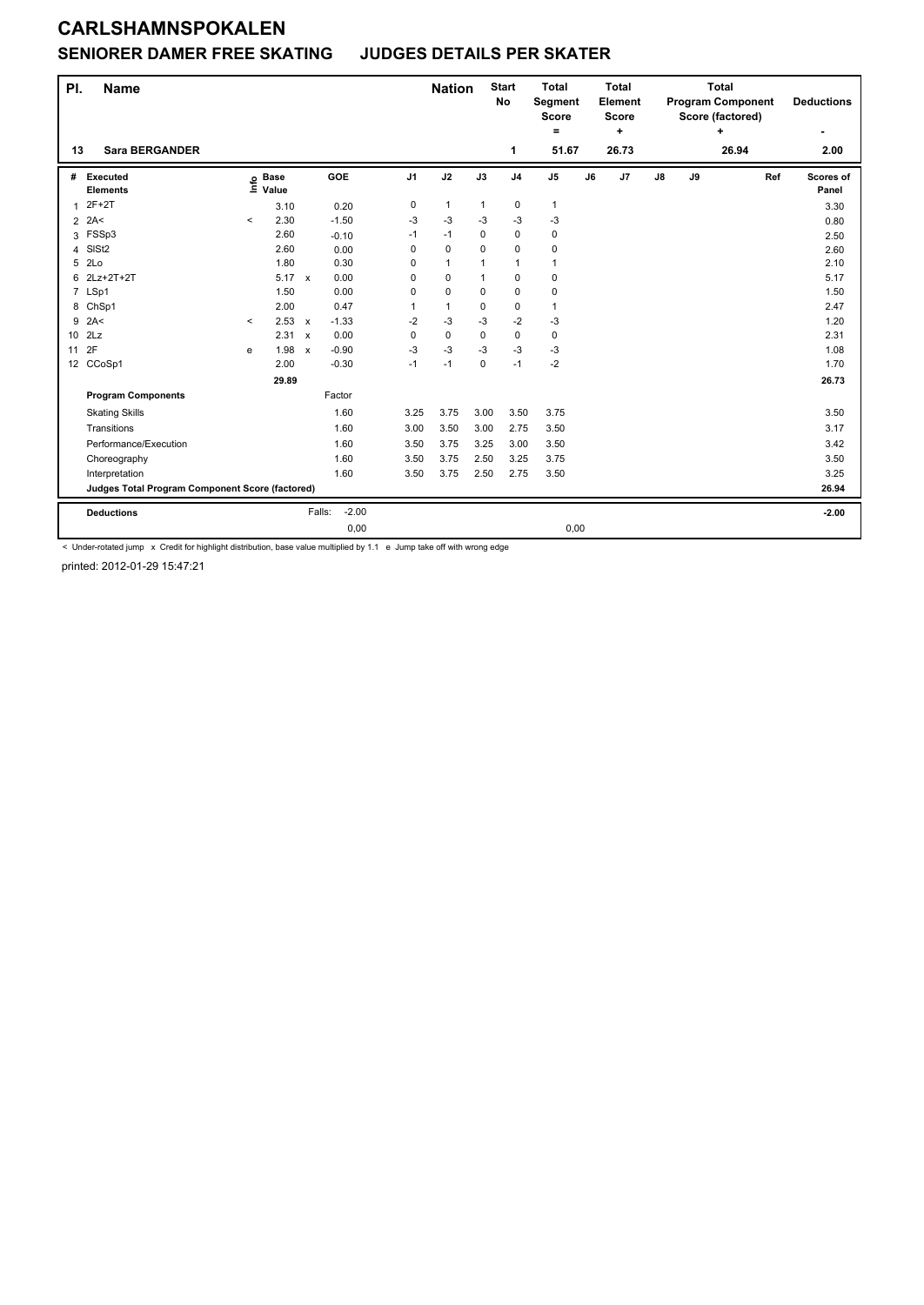# CARLSHAMNSPOKALEN

## SENIORER DAMER FREE SKATING JUDGES DETAILS PER SKATER

| Pl. | Name | Nation | Start No | Total Segment Score = | Total Element Score + | Total Program Component Score (factored) + | Deductions - |
|---|---|---|---|---|---|---|---|
| 13 | Sara BERGANDER | | 1 | 51.67 | 26.73 | 26.94 | 2.00 |

| # | Executed Elements | Info | Base Value | | GOE | J1 | J2 | J3 | J4 | J5 | J6 | J7 | J8 | J9 | Ref | Scores of Panel |
|---|---|---|---|---|---|---|---|---|---|---|---|---|---|---|---|---|
| 1 | 2F+2T | | 3.10 | | 0.20 | 0 | 1 | 1 | 0 | 1 | | | | | | 3.30 |
| 2 | 2A< | < | 2.30 | | -1.50 | -3 | -3 | -3 | -3 | -3 | | | | | | 0.80 |
| 3 | FSSp3 | | 2.60 | | -0.10 | -1 | -1 | 0 | 0 | 0 | | | | | | 2.50 |
| 4 | SlSt2 | | 2.60 | | 0.00 | 0 | 0 | 0 | 0 | 0 | | | | | | 2.60 |
| 5 | 2Lo | | 1.80 | | 0.30 | 0 | 1 | 1 | 1 | 1 | | | | | | 2.10 |
| 6 | 2Lz+2T+2T | | 5.17 | x | 0.00 | 0 | 0 | 1 | 0 | 0 | | | | | | 5.17 |
| 7 | LSp1 | | 1.50 | | 0.00 | 0 | 0 | 0 | 0 | 0 | | | | | | 1.50 |
| 8 | ChSp1 | | 2.00 | | 0.47 | 1 | 1 | 0 | 0 | 1 | | | | | | 2.47 |
| 9 | 2A< | < | 2.53 | x | -1.33 | -2 | -3 | -3 | -2 | -3 | | | | | | 1.20 |
| 10 | 2Lz | | 2.31 | x | 0.00 | 0 | 0 | 0 | 0 | 0 | | | | | | 2.31 |
| 11 | 2F | e | 1.98 | x | -0.90 | -3 | -3 | -3 | -3 | -3 | | | | | | 1.08 |
| 12 | CCoSp1 | | 2.00 | | -0.30 | -1 | -1 | 0 | -1 | -2 | | | | | | 1.70 |
| | | | 29.89 | | | | | | | | | | | | | 26.73 |
| | **Program Components** | | | | Factor | | | | | | | | | | | |
| | Skating Skills | | | | 1.60 | 3.25 | 3.75 | 3.00 | 3.50 | 3.75 | | | | | | 3.50 |
| | Transitions | | | | 1.60 | 3.00 | 3.50 | 3.00 | 2.75 | 3.50 | | | | | | 3.17 |
| | Performance/Execution | | | | 1.60 | 3.50 | 3.75 | 3.25 | 3.00 | 3.50 | | | | | | 3.42 |
| | Choreography | | | | 1.60 | 3.50 | 3.75 | 2.50 | 3.25 | 3.75 | | | | | | 3.50 |
| | Interpretation | | | | 1.60 | 3.50 | 3.75 | 2.50 | 2.75 | 3.50 | | | | | | 3.25 |
| | **Judges Total Program Component Score (factored)** | | | | | | | | | | | | | | | 26.94 |
| | **Deductions** | | | Falls: | -2.00 | | | | | | | | | | | -2.00 |
| | | | | | 0,00 | | | | | 0,00 | | | | | | |

< Under-rotated jump x Credit for highlight distribution, base value multiplied by 1.1 e Jump take off with wrong edge

printed: 2012-01-29 15:47:21